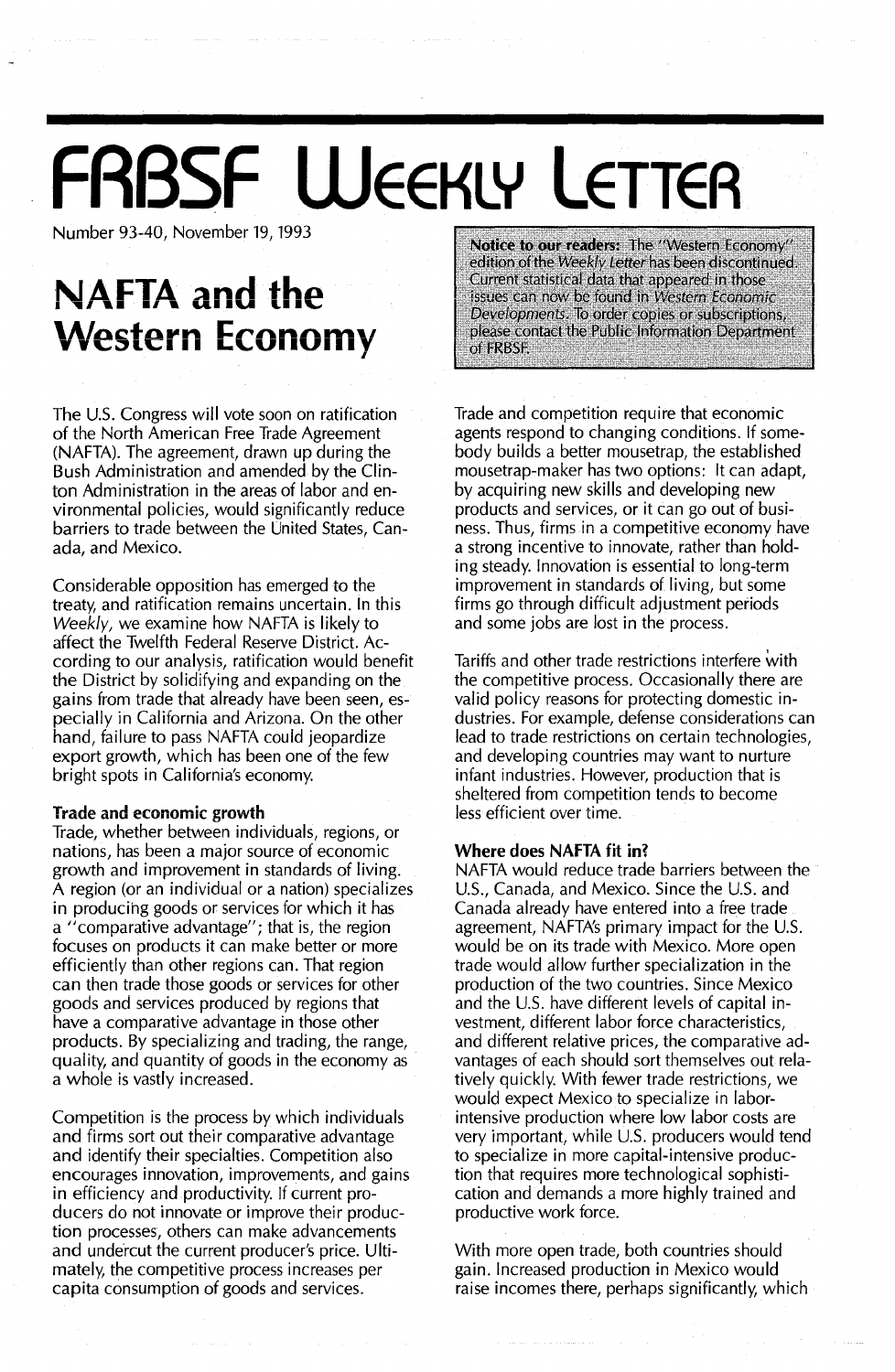# FRBSF Weekly Letter

Number 93-40, November 19, 1993

# NAFTA and the Western Economy

**Notice to our readers:** The "Western Economy" edition of the *Weekly Letter* has been discontinued. Current statistical data that appeared in those issues can now be found in *Western Economic Developments*. To order copies or subscriptions, please contact the Public Information Department of FRBSF.

The U.S. Congress will vote soon on ratification of the North American Free Trade Agreement (NAFTA). The agreement, drawn up during the Bush Administration and amended by the Clinton Administration in the areas of labor and environmental policies, would significantly reduce barriers to trade between the United States, Canada, and Mexico.

Considerable opposition has emerged to the treaty, and ratification remains uncertain. In this *Weekly*, we examine how NAFTA is likely to affect the Twelfth Federal Reserve District. According to our analysis, ratification would benefit the District by solidifying and expanding on the gains from trade that already have been seen, especially in California and Arizona. On the other hand, failure to pass NAFTA could jeopardize export growth, which has been one of the few bright spots in California's economy.

## Trade and economic growth

Trade, whether between individuals, regions, or nations, has been a major source of economic growth and improvement in standards of living. A region (or an individual or a nation) specializes in producing goods or services for which it has a "comparative advantage"; that is, the region focuses on products it can make better or more efficiently than other regions can. That region can then trade those goods or services for other goods and services produced by regions that have a comparative advantage in those other products. By specializing and trading, the range, quality, and quantity of goods in the economy as a whole is vastly increased.

Competition is the process by which individuals and firms sort out their comparative advantage and identify their specialties. Competition also encourages innovation, improvements, and gains in efficiency and productivity. If current producers do not innovate or improve their production processes, others can make advancements and undercut the current producer's price. Ultimately, the competitive process increases per capita consumption of goods and services.

Trade and competition require that economic agents respond to changing conditions. If somebody builds a better mousetrap, the established mousetrap-maker has two options: It can adapt, by acquiring new skills and developing new products and services, or it can go out of business. Thus, firms in a competitive economy have a strong incentive to innovate, rather than holding steady. Innovation is essential to long-term improvement in standards of living, but some firms go through difficult adjustment periods and some jobs are lost in the process.

Tariffs and other trade restrictions interfere with the competitive process. Occasionally there are valid policy reasons for protecting domestic industries. For example, defense considerations can lead to trade restrictions on certain technologies, and developing countries may want to nurture infant industries. However, production that is sheltered from competition tends to become less efficient over time.

## Where does NAFTA fit in?

NAFTA would reduce trade barriers between the U.S., Canada, and Mexico. Since the U.S. and Canada already have entered into a free trade agreement, NAFTA's primary impact for the U.S. would be on its trade with Mexico. More open trade would allow further specialization in the production of the two countries. Since Mexico and the U.S. have different levels of capital investment, different labor force characteristics, and different relative prices, the comparative advantages of each should sort themselves out relatively quickly. With fewer trade restrictions, we would expect Mexico to specialize in labor-intensive production where low labor costs are very important, while U.S. producers would tend to specialize in more capital-intensive production that requires more technological sophistication and demands a more highly trained and productive work force.

With more open trade, both countries should gain. Increased production in Mexico would raise incomes there, perhaps significantly, which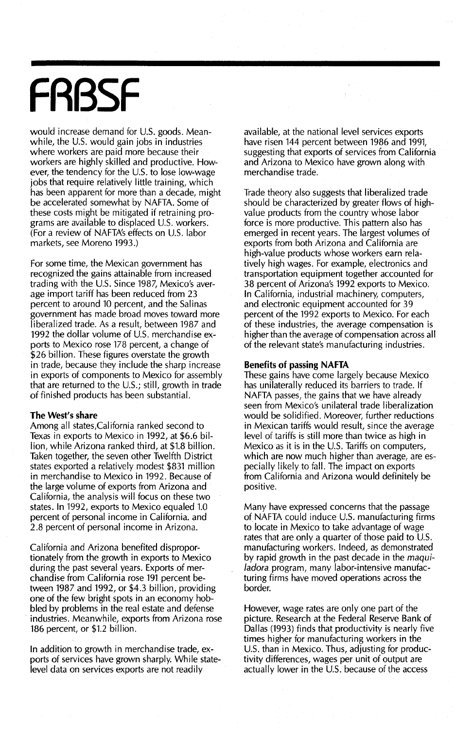would increase demand for U.S. goods. Meanwhile, the U.S. would gain jobs in industries where workers are paid more because their workers are highly skilled and productive. However, the tendency for the U.S. to lose low-wage jobs that require relatively little training, which has been apparent for more than a decade, might be accelerated somewhat by NAFTA. Some of these costs might be mitigated if retraining programs are available to displaced U.S. workers. (For a review of NAFTA's effects on U.S. labor markets, see Moreno 1993.)

For some time, the Mexican government has recognized the gains attainable from increased trading with the U.S. Since 1987, Mexico's average import tariff has been reduced from 23 percent to around 10 percent, and the Salinas government has made broad moves toward more liberalized trade. As a result, between 1987 and 1992 the dollar volume of U.S. merchandise exports to Mexico rose 178 percent, a change of $26 billion. These figures overstate the growth in trade, because they include the sharp increase in exports of components to Mexico for assembly that are returned to the U.S.; still, growth in trade of finished products has been substantial.

## The West's share

Among all states, California ranked second to Texas in exports to Mexico in 1992, at $6.6 billion, while Arizona ranked third, at $1.8 billion. Taken together, the seven other Twelfth District states exported a relatively modest $831 million in merchandise to Mexico in 1992. Because of the large volume of exports from Arizona and California, the analysis will focus on these two states. In 1992, exports to Mexico equaled 1.0 percent of personal income in California, and 2.8 percent of personal income in Arizona.

California and Arizona benefited disproportionately from the growth in exports to Mexico during the past several years. Exports of merchandise from California rose 191 percent between 1987 and 1992, or $4.3 billion, providing one of the few bright spots in an economy hobbled by problems in the real estate and defense industries. Meanwhile, exports from Arizona rose 186 percent, or $1.2 billion.

In addition to growth in merchandise trade, exports of services have grown sharply. While state-level data on services exports are not readily available, at the national level services exports have risen 144 percent between 1986 and 1991, suggesting that exports of services from California and Arizona to Mexico have grown along with merchandise trade.

Trade theory also suggests that liberalized trade should be characterized by greater flows of high-value products from the country whose labor force is more productive. This pattern also has emerged in recent years. The largest volumes of exports from both Arizona and California are high-value products whose workers earn relatively high wages. For example, electronics and transportation equipment together accounted for 38 percent of Arizona's 1992 exports to Mexico. In California, industrial machinery, computers, and electronic equipment accounted for 39 percent of the 1992 exports to Mexico. For each of these industries, the average compensation is higher than the average of compensation across all of the relevant state's manufacturing industries.

## Benefits of passing NAFTA

These gains have come largely because Mexico has unilaterally reduced its barriers to trade. If NAFTA passes, the gains that we have already seen from Mexico's unilateral trade liberalization would be solidified. Moreover, further reductions in Mexican tariffs would result, since the average level of tariffs is still more than twice as high in Mexico as it is in the U.S. Tariffs on computers, which are now much higher than average, are especially likely to fall. The impact on exports from California and Arizona would definitely be positive.

Many have expressed concerns that the passage of NAFTA could induce U.S. manufacturing firms to locate in Mexico to take advantage of wage rates that are only a quarter of those paid to U.S. manufacturing workers. Indeed, as demonstrated by rapid growth in the past decade in the *maquiladora* program, many labor-intensive manufacturing firms have moved operations across the border.

However, wage rates are only one part of the picture. Research at the Federal Reserve Bank of Dallas (1993) finds that productivity is nearly five times higher for manufacturing workers in the U.S. than in Mexico. Thus, adjusting for productivity differences, wages per unit of output are actually lower in the U.S. because of the access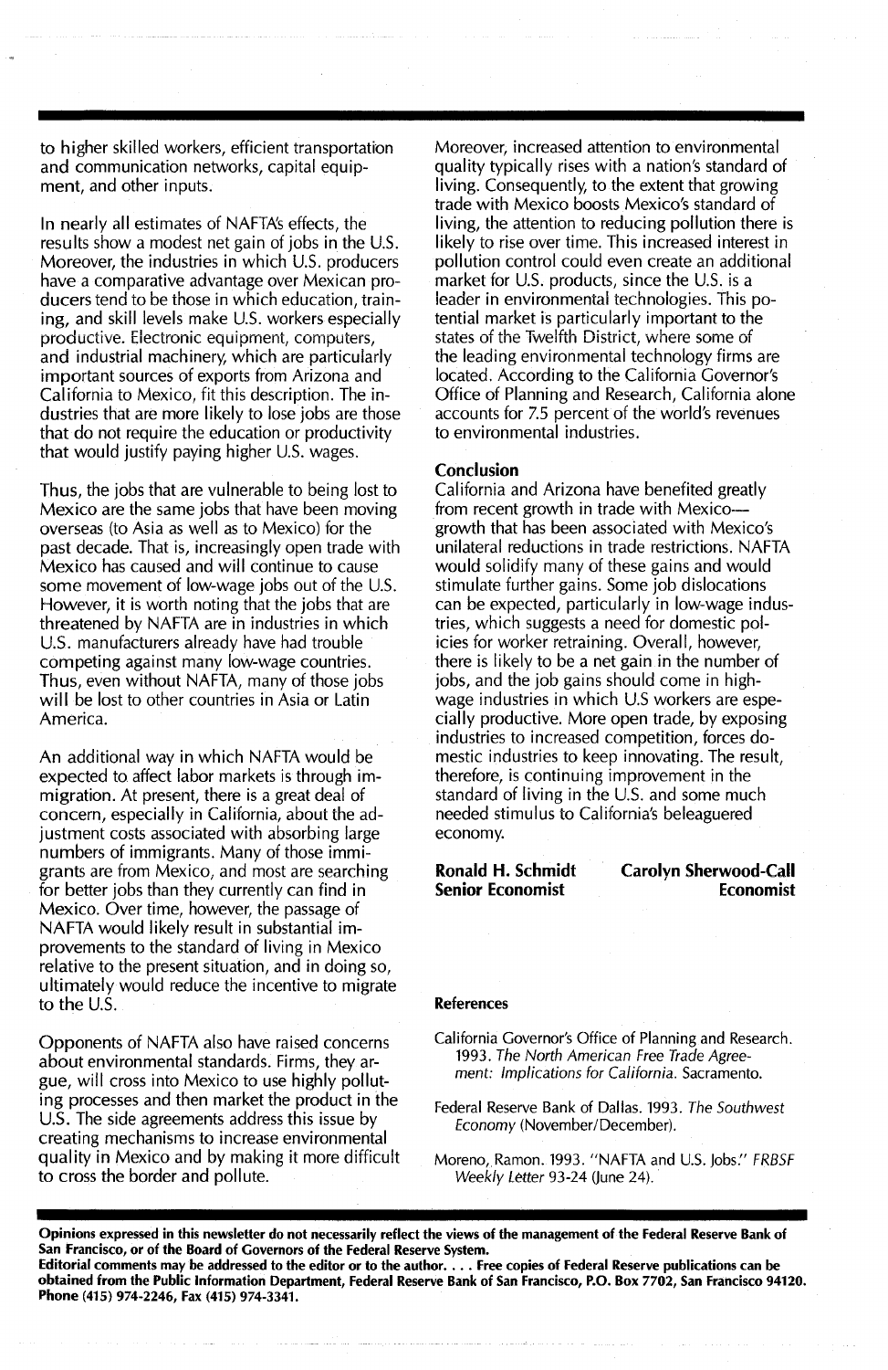to higher skilled workers, efficient transportation and communication networks, capital equipment, and other inputs.

In nearly all estimates of NAFTA's effects, the results show a modest net gain of jobs in the U.S. Moreover, the industries in which U.S. producers have a comparative advantage over Mexican producers tend to be those in which education, training, and skill levels make U.S. workers especially productive. Electronic equipment, computers, and industrial machinery, which are particularly important sources of exports from Arizona and California to Mexico, fit this description. The industries that are more likely to lose jobs are those that do not require the education or productivity that would justify paying higher U.S. wages.

Thus, the jobs that are vulnerable to being lost to Mexico are the same jobs that have been moving overseas (to Asia as well as to Mexico) for the past decade. That is, increasingly open trade with Mexico has caused and will continue to cause some movement of low-wage jobs out of the U.S. However, it is worth noting that the jobs that are threatened by NAFTA are in industries in which U.S. manufacturers already have had trouble competing against many low-wage countries. Thus, even without NAFTA, many of those jobs will be lost to other countries in Asia or Latin America.

An additional way in which NAFTA would be expected to affect labor markets is through immigration. At present, there is a great deal of concern, especially in California, about the adjustment costs associated with absorbing large numbers of immigrants. Many of those immigrants are from Mexico, and most are searching for better jobs than they currently can find in Mexico. Over time, however, the passage of NAFTA would likely result in substantial improvements to the standard of living in Mexico relative to the present situation, and in doing so, ultimately would reduce the incentive to migrate to the U.S.

Opponents of NAFTA also have raised concerns about environmental standards. Firms, they argue, will cross into Mexico to use highly polluting processes and then market the product in the U.S. The side agreements address this issue by creating mechanisms to increase environmental quality in Mexico and by making it more difficult to cross the border and pollute.

Moreover, increased attention to environmental quality typically rises with a nation's standard of living. Consequently, to the extent that growing trade with Mexico boosts Mexico's standard of living, the attention to reducing pollution there is likely to rise over time. This increased interest in pollution control could even create an additional market for U.S. products, since the U.S. is a leader in environmental technologies. This potential market is particularly important to the states of the Twelfth District, where some of the leading environmental technology firms are located. According to the California Governor's Office of Planning and Research, California alone accounts for 7.5 percent of the world's revenues to environmental industries.

## Conclusion

California and Arizona have benefited greatly from recent growth in trade with Mexico—growth that has been associated with Mexico's unilateral reductions in trade restrictions. NAFTA would solidify many of these gains and would stimulate further gains. Some job dislocations can be expected, particularly in low-wage industries, which suggests a need for domestic policies for worker retraining. Overall, however, there is likely to be a net gain in the number of jobs, and the job gains should come in high-wage industries in which U.S workers are especially productive. More open trade, by exposing industries to increased competition, forces domestic industries to keep innovating. The result, therefore, is continuing improvement in the standard of living in the U.S. and some much needed stimulus to California's beleaguered economy.

**Ronald H. Schmidt**
**Senior Economist**

**Carolyn Sherwood-Call**
**Economist**

### References

California Governor's Office of Planning and Research. 1993. *The North American Free Trade Agreement: Implications for California.* Sacramento.

Federal Reserve Bank of Dallas. 1993. *The Southwest Economy* (November/December).

Moreno, Ramon. 1993. "NAFTA and U.S. Jobs." *FRBSF Weekly Letter* 93-24 (June 24).

**Opinions expressed in this newsletter do not necessarily reflect the views of the management of the Federal Reserve Bank of San Francisco, or of the Board of Governors of the Federal Reserve System.**
**Editorial comments may be addressed to the editor or to the author. . . . Free copies of Federal Reserve publications can be obtained from the Public Information Department, Federal Reserve Bank of San Francisco, P.O. Box 7702, San Francisco 94120. Phone (415) 974-2246, Fax (415) 974-3341.**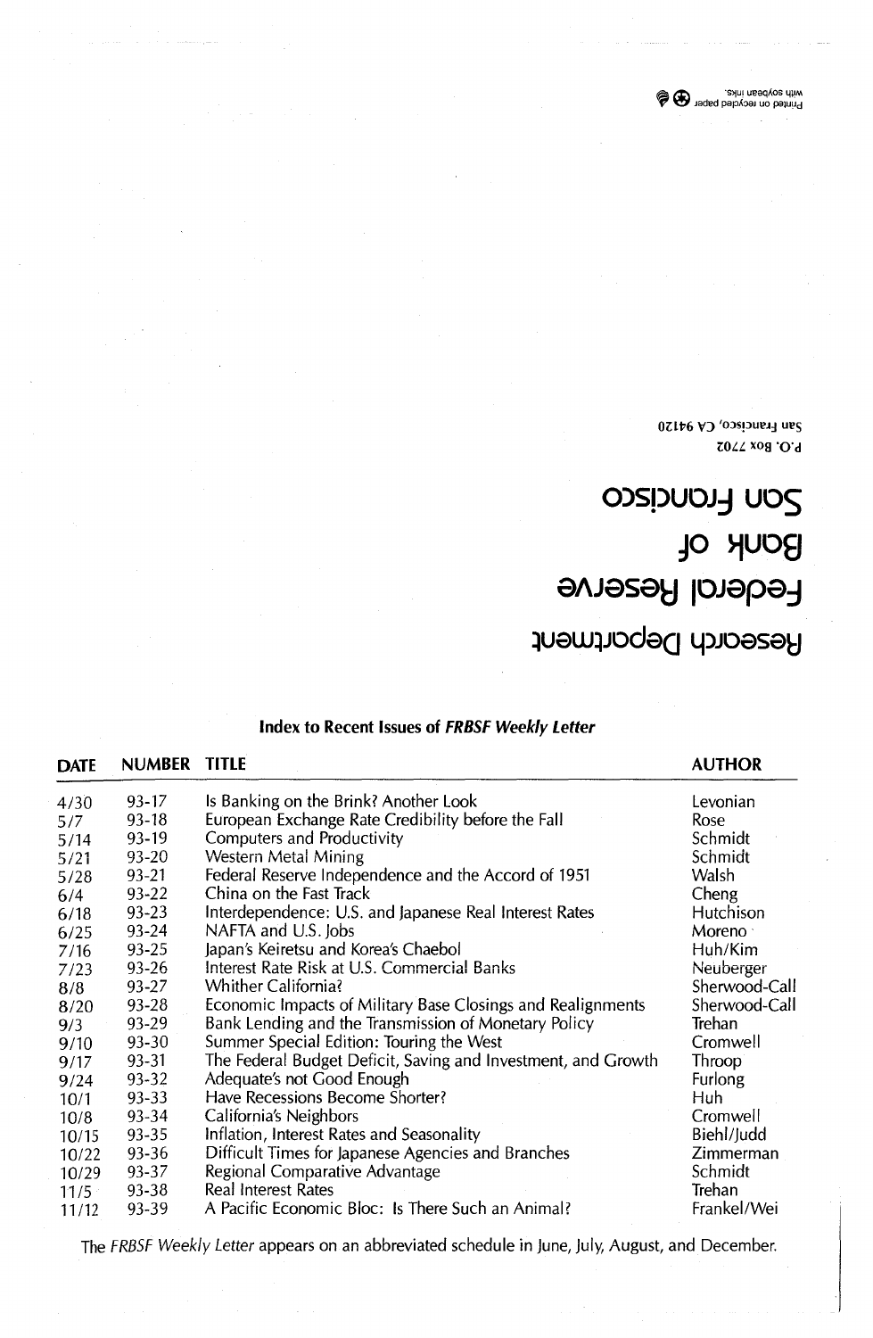Printed on recycled paper with soybean inks.

Research Department

Federal Reserve Bank of San Francisco

P.O. Box 7702
San Francisco, CA 94120

## Index to Recent Issues of *FRBSF Weekly Letter*

| DATE | NUMBER | TITLE | AUTHOR |
|---|---|---|---|
| 4/30 | 93-17 | Is Banking on the Brink? Another Look | Levonian |
| 5/7 | 93-18 | European Exchange Rate Credibility before the Fall | Rose |
| 5/14 | 93-19 | Computers and Productivity | Schmidt |
| 5/21 | 93-20 | Western Metal Mining | Schmidt |
| 5/28 | 93-21 | Federal Reserve Independence and the Accord of 1951 | Walsh |
| 6/4 | 93-22 | China on the Fast Track | Cheng |
| 6/18 | 93-23 | Interdependence: U.S. and Japanese Real Interest Rates | Hutchison |
| 6/25 | 93-24 | NAFTA and U.S. Jobs | Moreno |
| 7/16 | 93-25 | Japan's Keiretsu and Korea's Chaebol | Huh/Kim |
| 7/23 | 93-26 | Interest Rate Risk at U.S. Commercial Banks | Neuberger |
| 8/8 | 93-27 | Whither California? | Sherwood-Call |
| 8/20 | 93-28 | Economic Impacts of Military Base Closings and Realignments | Sherwood-Call |
| 9/3 | 93-29 | Bank Lending and the Transmission of Monetary Policy | Trehan |
| 9/10 | 93-30 | Summer Special Edition: Touring the West | Cromwell |
| 9/17 | 93-31 | The Federal Budget Deficit, Saving and Investment, and Growth | Throop |
| 9/24 | 93-32 | Adequate's not Good Enough | Furlong |
| 10/1 | 93-33 | Have Recessions Become Shorter? | Huh |
| 10/8 | 93-34 | California's Neighbors | Cromwell |
| 10/15 | 93-35 | Inflation, Interest Rates and Seasonality | Biehl/Judd |
| 10/22 | 93-36 | Difficult Times for Japanese Agencies and Branches | Zimmerman |
| 10/29 | 93-37 | Regional Comparative Advantage | Schmidt |
| 11/5 | 93-38 | Real Interest Rates | Trehan |
| 11/12 | 93-39 | A Pacific Economic Bloc: Is There Such an Animal? | Frankel/Wei |

The *FRBSF Weekly Letter* appears on an abbreviated schedule in June, July, August, and December.